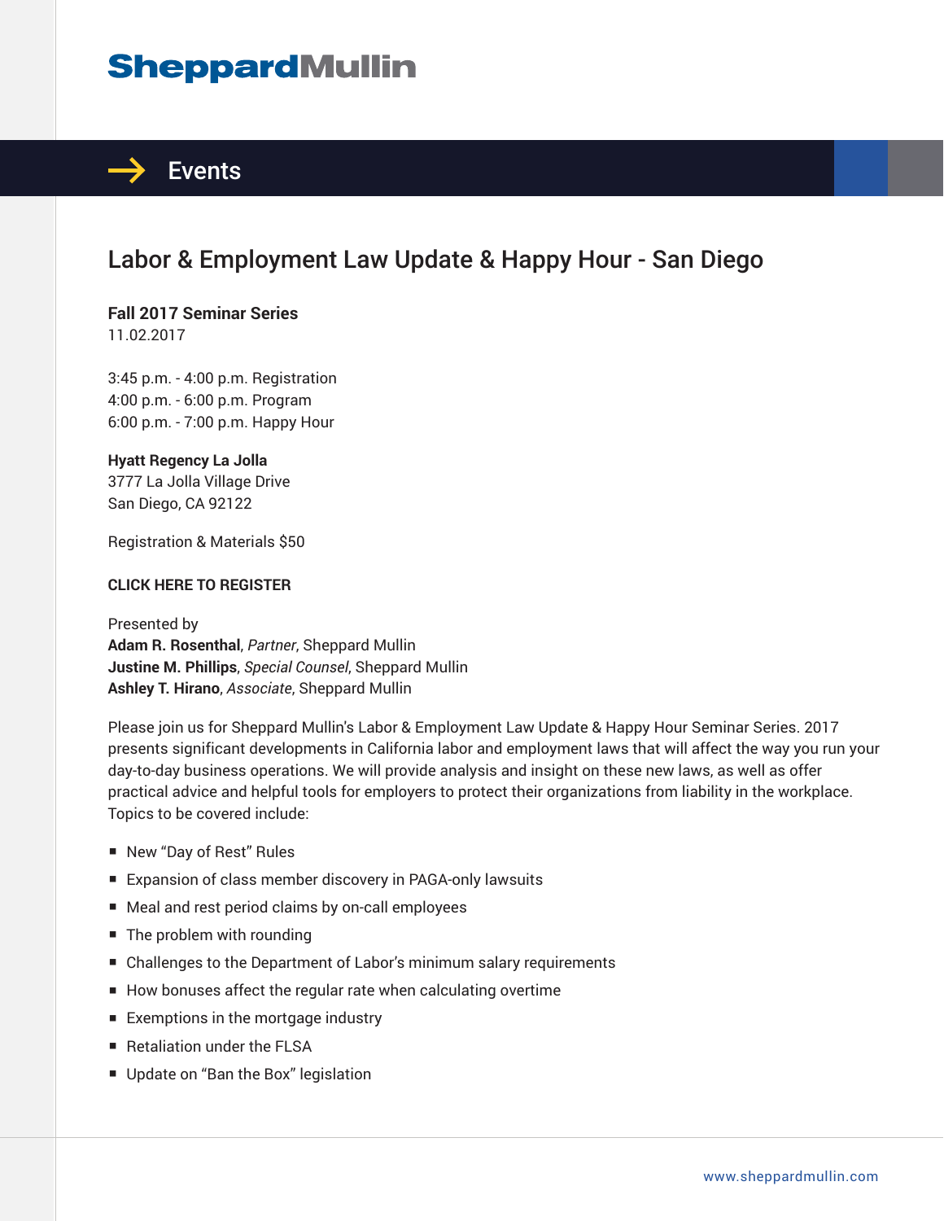# SheppardMullin

## Events

# Labor & Employment Law Update & Happy Hour - San Diego

**Fall 2017 Seminar Series**
11.02.2017

3:45 p.m. - 4:00 p.m. Registration
4:00 p.m. - 6:00 p.m. Program
6:00 p.m. - 7:00 p.m. Happy Hour

**Hyatt Regency La Jolla**
3777 La Jolla Village Drive
San Diego, CA 92122

Registration & Materials $50

**CLICK HERE TO REGISTER**

Presented by
**Adam R. Rosenthal**, *Partner*, Sheppard Mullin
**Justine M. Phillips**, *Special Counsel*, Sheppard Mullin
**Ashley T. Hirano**, *Associate*, Sheppard Mullin

Please join us for Sheppard Mullin's Labor & Employment Law Update & Happy Hour Seminar Series. 2017 presents significant developments in California labor and employment laws that will affect the way you run your day-to-day business operations. We will provide analysis and insight on these new laws, as well as offer practical advice and helpful tools for employers to protect their organizations from liability in the workplace. Topics to be covered include:

- New "Day of Rest" Rules
- Expansion of class member discovery in PAGA-only lawsuits
- Meal and rest period claims by on-call employees
- The problem with rounding
- Challenges to the Department of Labor's minimum salary requirements
- How bonuses affect the regular rate when calculating overtime
- Exemptions in the mortgage industry
- Retaliation under the FLSA
- Update on "Ban the Box" legislation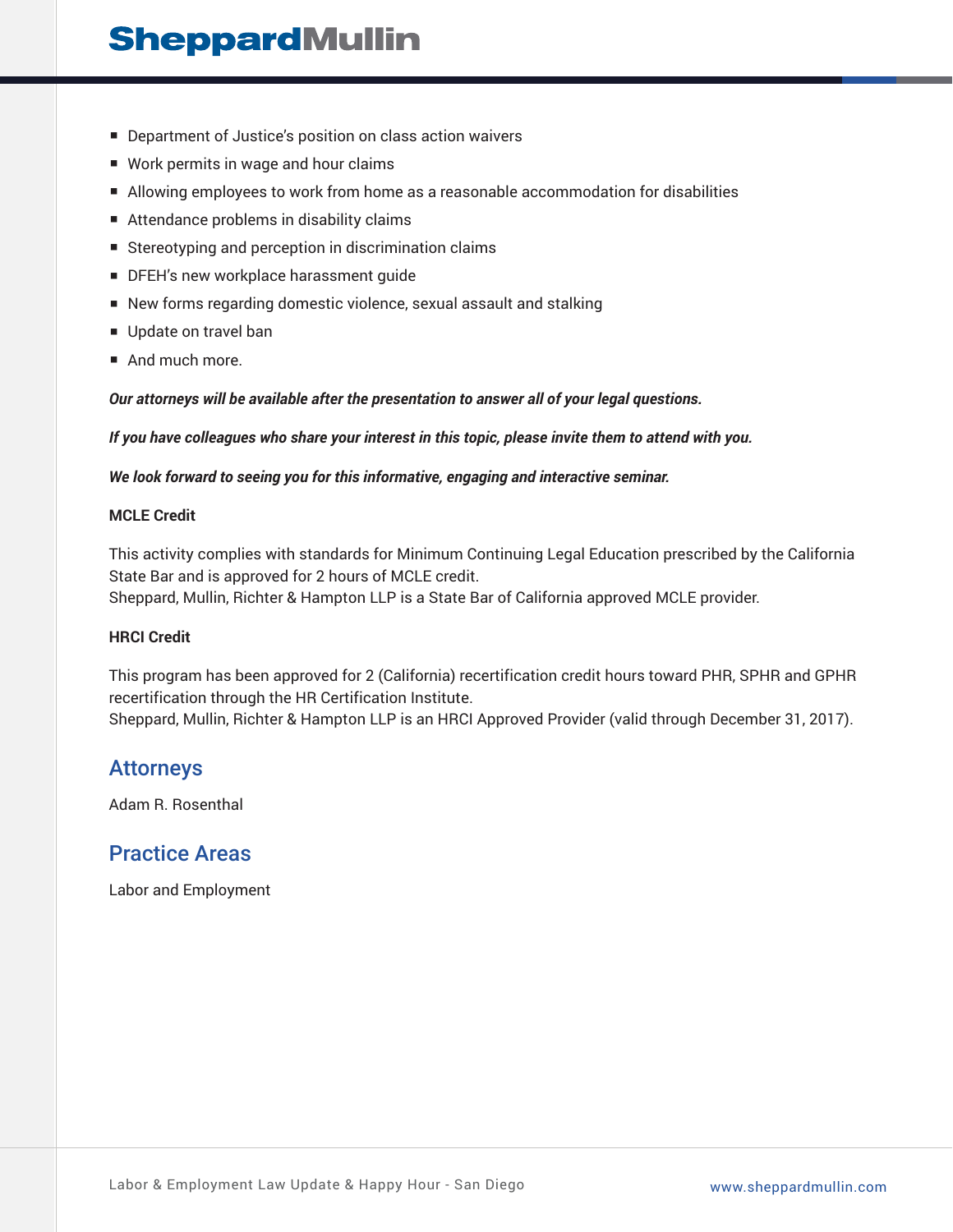- Department of Justice's position on class action waivers
- Work permits in wage and hour claims
- Allowing employees to work from home as a reasonable accommodation for disabilities
- Attendance problems in disability claims
- Stereotyping and perception in discrimination claims
- DFEH's new workplace harassment guide
- New forms regarding domestic violence, sexual assault and stalking
- Update on travel ban
- And much more.

***Our attorneys will be available after the presentation to answer all of your legal questions.***

***If you have colleagues who share your interest in this topic, please invite them to attend with you.***

***We look forward to seeing you for this informative, engaging and interactive seminar.***

**MCLE Credit**

This activity complies with standards for Minimum Continuing Legal Education prescribed by the California State Bar and is approved for 2 hours of MCLE credit.
Sheppard, Mullin, Richter & Hampton LLP is a State Bar of California approved MCLE provider.

**HRCI Credit**

This program has been approved for 2 (California) recertification credit hours toward PHR, SPHR and GPHR recertification through the HR Certification Institute.
Sheppard, Mullin, Richter & Hampton LLP is an HRCI Approved Provider (valid through December 31, 2017).

## Attorneys

Adam R. Rosenthal

## Practice Areas

Labor and Employment